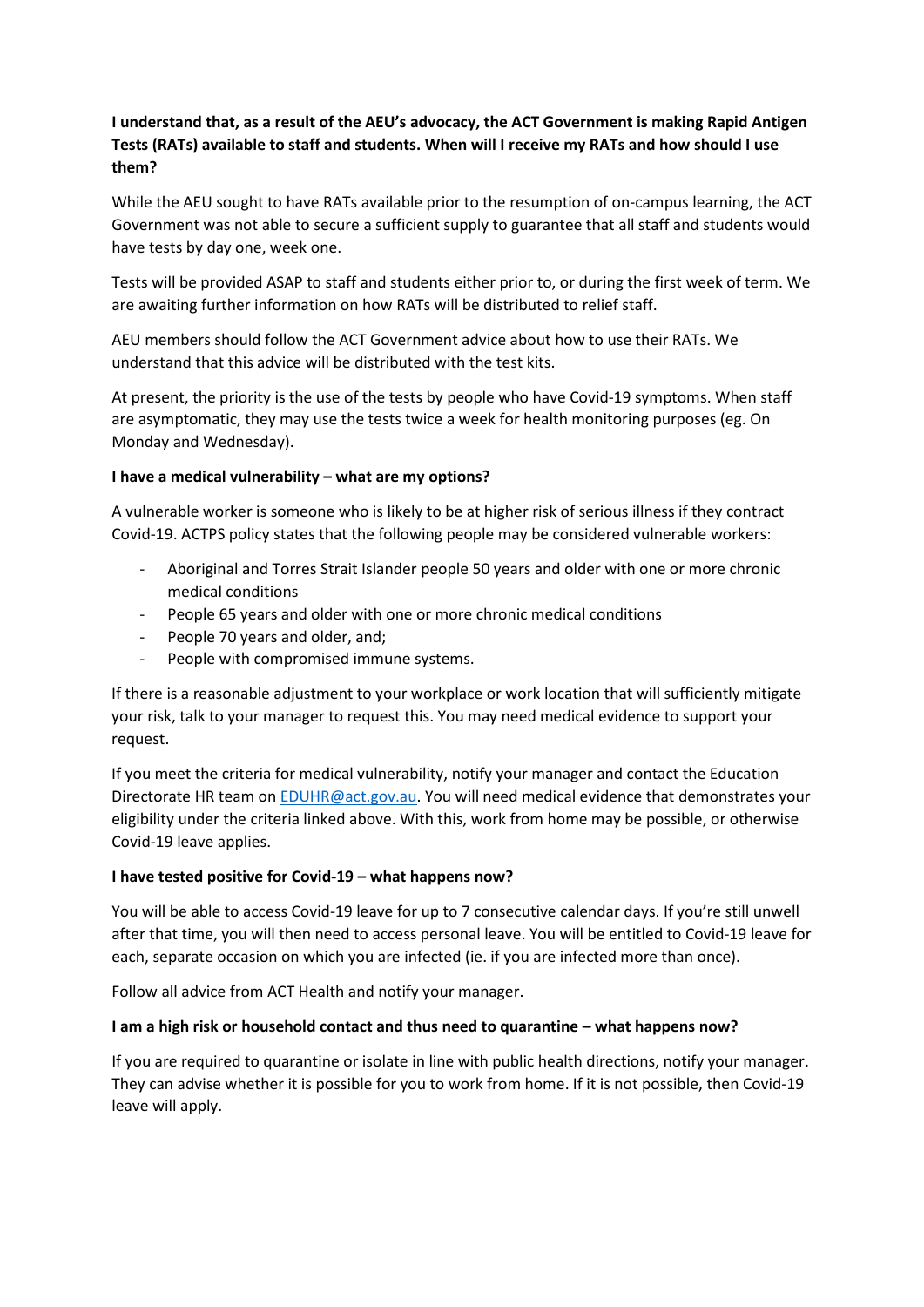**I understand that, as a result of the AEU's advocacy, the ACT Government is making Rapid Antigen Tests (RATs) available to staff and students. When will I receive my RATs and how should I use them?**

While the AEU sought to have RATs available prior to the resumption of on-campus learning, the ACT Government was not able to secure a sufficient supply to guarantee that all staff and students would have tests by day one, week one.

Tests will be provided ASAP to staff and students either prior to, or during the first week of term. We are awaiting further information on how RATs will be distributed to relief staff.

AEU members should follow the ACT Government advice about how to use their RATs. We understand that this advice will be distributed with the test kits.

At present, the priority is the use of the tests by people who have Covid-19 symptoms. When staff are asymptomatic, they may use the tests twice a week for health monitoring purposes (eg. On Monday and Wednesday).

**I have a medical vulnerability – what are my options?**

A vulnerable worker is someone who is likely to be at higher risk of serious illness if they contract Covid-19. ACTPS policy states that the following people may be considered vulnerable workers:

- Aboriginal and Torres Strait Islander people 50 years and older with one or more chronic medical conditions
- People 65 years and older with one or more chronic medical conditions
- People 70 years and older, and;
- People with compromised immune systems.

If there is a reasonable adjustment to your workplace or work location that will sufficiently mitigate your risk, talk to your manager to request this. You may need medical evidence to support your request.

If you meet the criteria for medical vulnerability, notify your manager and contact the Education Directorate HR team on [EDUHR@act.gov.au](mailto:EDUHR@act.gov.au). You will need medical evidence that demonstrates your eligibility under the criteria linked above. With this, work from home may be possible, or otherwise Covid-19 leave applies.

**I have tested positive for Covid-19 – what happens now?**

You will be able to access Covid-19 leave for up to 7 consecutive calendar days. If you're still unwell after that time, you will then need to access personal leave. You will be entitled to Covid-19 leave for each, separate occasion on which you are infected (ie. if you are infected more than once).

Follow all advice from ACT Health and notify your manager.

**I am a high risk or household contact and thus need to quarantine – what happens now?**

If you are required to quarantine or isolate in line with public health directions, notify your manager. They can advise whether it is possible for you to work from home. If it is not possible, then Covid-19 leave will apply.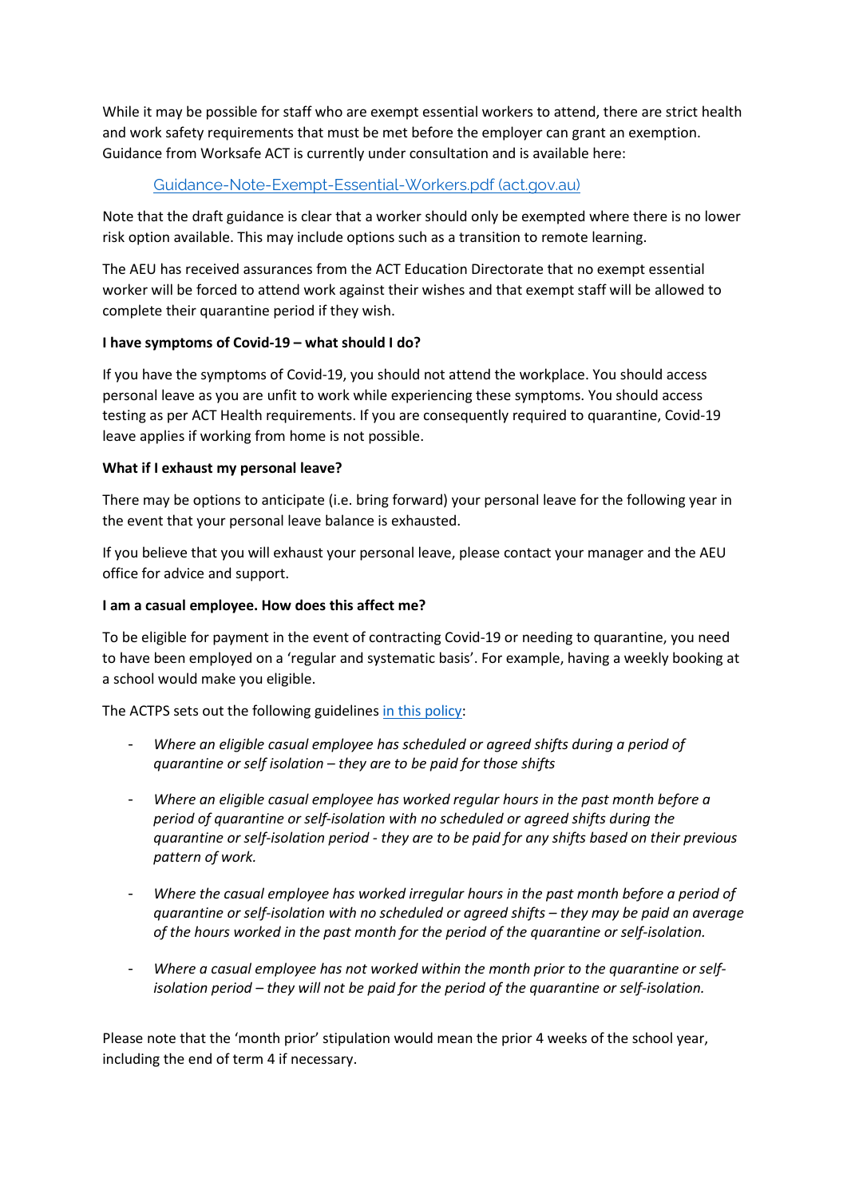While it may be possible for staff who are exempt essential workers to attend, there are strict health and work safety requirements that must be met before the employer can grant an exemption. Guidance from Worksafe ACT is currently under consultation and is available here:

> [Guidance-Note-Exempt-Essential-Workers.pdf (act.gov.au)]

Note that the draft guidance is clear that a worker should only be exempted where there is no lower risk option available. This may include options such as a transition to remote learning.

The AEU has received assurances from the ACT Education Directorate that no exempt essential worker will be forced to attend work against their wishes and that exempt staff will be allowed to complete their quarantine period if they wish.

**I have symptoms of Covid-19 – what should I do?**

If you have the symptoms of Covid-19, you should not attend the workplace. You should access personal leave as you are unfit to work while experiencing these symptoms. You should access testing as per ACT Health requirements. If you are consequently required to quarantine, Covid-19 leave applies if working from home is not possible.

**What if I exhaust my personal leave?**

There may be options to anticipate (i.e. bring forward) your personal leave for the following year in the event that your personal leave balance is exhausted.

If you believe that you will exhaust your personal leave, please contact your manager and the AEU office for advice and support.

**I am a casual employee. How does this affect me?**

To be eligible for payment in the event of contracting Covid-19 or needing to quarantine, you need to have been employed on a 'regular and systematic basis'. For example, having a weekly booking at a school would make you eligible.

The ACTPS sets out the following guidelines in this policy:

- *Where an eligible casual employee has scheduled or agreed shifts during a period of quarantine or self isolation – they are to be paid for those shifts*
- *Where an eligible casual employee has worked regular hours in the past month before a period of quarantine or self-isolation with no scheduled or agreed shifts during the quarantine or self-isolation period - they are to be paid for any shifts based on their previous pattern of work.*
- *Where the casual employee has worked irregular hours in the past month before a period of quarantine or self-isolation with no scheduled or agreed shifts – they may be paid an average of the hours worked in the past month for the period of the quarantine or self-isolation.*
- *Where a casual employee has not worked within the month prior to the quarantine or self-isolation period – they will not be paid for the period of the quarantine or self-isolation.*

Please note that the 'month prior' stipulation would mean the prior 4 weeks of the school year, including the end of term 4 if necessary.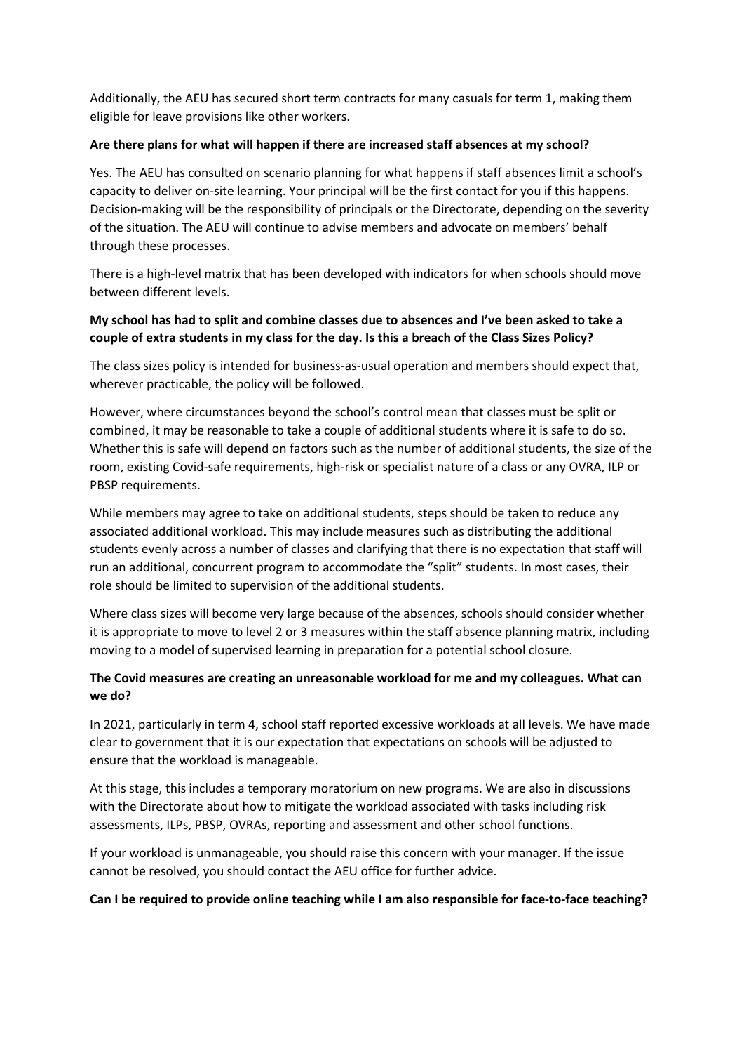Additionally, the AEU has secured short term contracts for many casuals for term 1, making them eligible for leave provisions like other workers.

**Are there plans for what will happen if there are increased staff absences at my school?**

Yes. The AEU has consulted on scenario planning for what happens if staff absences limit a school's capacity to deliver on-site learning. Your principal will be the first contact for you if this happens. Decision-making will be the responsibility of principals or the Directorate, depending on the severity of the situation. The AEU will continue to advise members and advocate on members' behalf through these processes.

There is a high-level matrix that has been developed with indicators for when schools should move between different levels.

**My school has had to split and combine classes due to absences and I've been asked to take a couple of extra students in my class for the day. Is this a breach of the Class Sizes Policy?**

The class sizes policy is intended for business-as-usual operation and members should expect that, wherever practicable, the policy will be followed.

However, where circumstances beyond the school's control mean that classes must be split or combined, it may be reasonable to take a couple of additional students where it is safe to do so. Whether this is safe will depend on factors such as the number of additional students, the size of the room, existing Covid-safe requirements, high-risk or specialist nature of a class or any OVRA, ILP or PBSP requirements.

While members may agree to take on additional students, steps should be taken to reduce any associated additional workload. This may include measures such as distributing the additional students evenly across a number of classes and clarifying that there is no expectation that staff will run an additional, concurrent program to accommodate the "split" students. In most cases, their role should be limited to supervision of the additional students.

Where class sizes will become very large because of the absences, schools should consider whether it is appropriate to move to level 2 or 3 measures within the staff absence planning matrix, including moving to a model of supervised learning in preparation for a potential school closure.

**The Covid measures are creating an unreasonable workload for me and my colleagues. What can we do?**

In 2021, particularly in term 4, school staff reported excessive workloads at all levels. We have made clear to government that it is our expectation that expectations on schools will be adjusted to ensure that the workload is manageable.

At this stage, this includes a temporary moratorium on new programs. We are also in discussions with the Directorate about how to mitigate the workload associated with tasks including risk assessments, ILPs, PBSP, OVRAs, reporting and assessment and other school functions.

If your workload is unmanageable, you should raise this concern with your manager. If the issue cannot be resolved, you should contact the AEU office for further advice.

**Can I be required to provide online teaching while I am also responsible for face-to-face teaching?**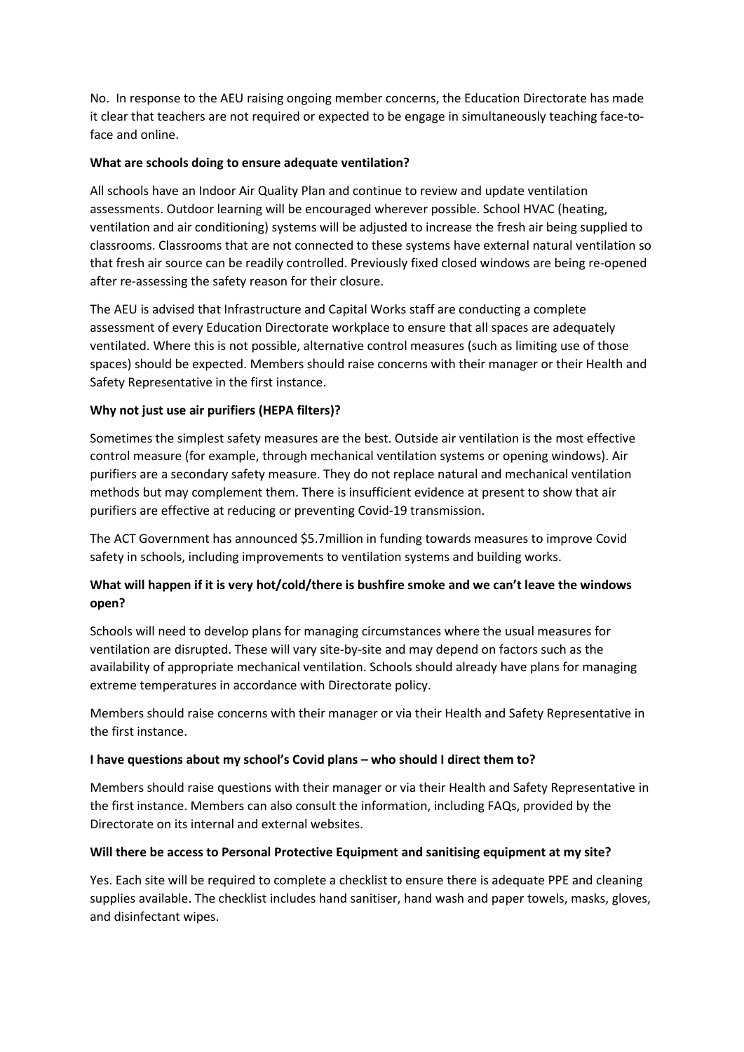No. In response to the AEU raising ongoing member concerns, the Education Directorate has made it clear that teachers are not required or expected to be engage in simultaneously teaching face-to-face and online.

**What are schools doing to ensure adequate ventilation?**

All schools have an Indoor Air Quality Plan and continue to review and update ventilation assessments. Outdoor learning will be encouraged wherever possible. School HVAC (heating, ventilation and air conditioning) systems will be adjusted to increase the fresh air being supplied to classrooms. Classrooms that are not connected to these systems have external natural ventilation so that fresh air source can be readily controlled. Previously fixed closed windows are being re-opened after re-assessing the safety reason for their closure.

The AEU is advised that Infrastructure and Capital Works staff are conducting a complete assessment of every Education Directorate workplace to ensure that all spaces are adequately ventilated. Where this is not possible, alternative control measures (such as limiting use of those spaces) should be expected. Members should raise concerns with their manager or their Health and Safety Representative in the first instance.

**Why not just use air purifiers (HEPA filters)?**

Sometimes the simplest safety measures are the best. Outside air ventilation is the most effective control measure (for example, through mechanical ventilation systems or opening windows). Air purifiers are a secondary safety measure. They do not replace natural and mechanical ventilation methods but may complement them. There is insufficient evidence at present to show that air purifiers are effective at reducing or preventing Covid-19 transmission.

The ACT Government has announced $5.7million in funding towards measures to improve Covid safety in schools, including improvements to ventilation systems and building works.

**What will happen if it is very hot/cold/there is bushfire smoke and we can't leave the windows open?**

Schools will need to develop plans for managing circumstances where the usual measures for ventilation are disrupted. These will vary site-by-site and may depend on factors such as the availability of appropriate mechanical ventilation. Schools should already have plans for managing extreme temperatures in accordance with Directorate policy.

Members should raise concerns with their manager or via their Health and Safety Representative in the first instance.

**I have questions about my school's Covid plans – who should I direct them to?**

Members should raise questions with their manager or via their Health and Safety Representative in the first instance. Members can also consult the information, including FAQs, provided by the Directorate on its internal and external websites.

**Will there be access to Personal Protective Equipment and sanitising equipment at my site?**

Yes. Each site will be required to complete a checklist to ensure there is adequate PPE and cleaning supplies available. The checklist includes hand sanitiser, hand wash and paper towels, masks, gloves, and disinfectant wipes.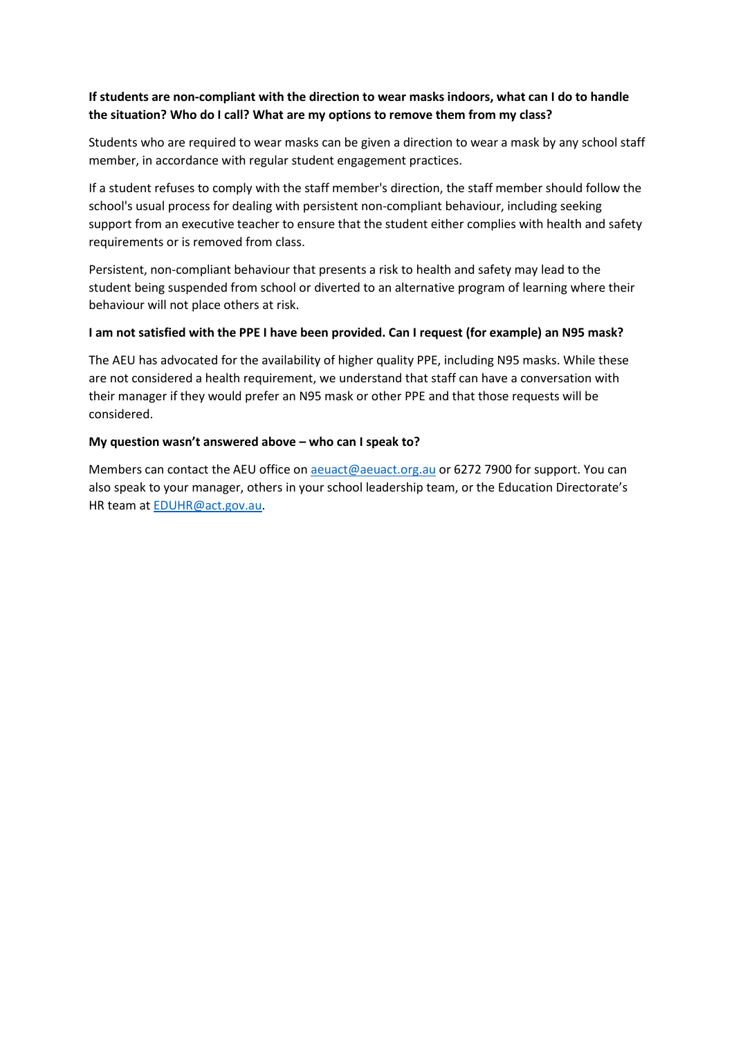**If students are non-compliant with the direction to wear masks indoors, what can I do to handle the situation? Who do I call? What are my options to remove them from my class?**

Students who are required to wear masks can be given a direction to wear a mask by any school staff member, in accordance with regular student engagement practices.

If a student refuses to comply with the staff member's direction, the staff member should follow the school's usual process for dealing with persistent non-compliant behaviour, including seeking support from an executive teacher to ensure that the student either complies with health and safety requirements or is removed from class.

Persistent, non-compliant behaviour that presents a risk to health and safety may lead to the student being suspended from school or diverted to an alternative program of learning where their behaviour will not place others at risk.

**I am not satisfied with the PPE I have been provided. Can I request (for example) an N95 mask?**

The AEU has advocated for the availability of higher quality PPE, including N95 masks. While these are not considered a health requirement, we understand that staff can have a conversation with their manager if they would prefer an N95 mask or other PPE and that those requests will be considered.

**My question wasn't answered above – who can I speak to?**

Members can contact the AEU office on aeuact@aeuact.org.au or 6272 7900 for support. You can also speak to your manager, others in your school leadership team, or the Education Directorate's HR team at EDUHR@act.gov.au.